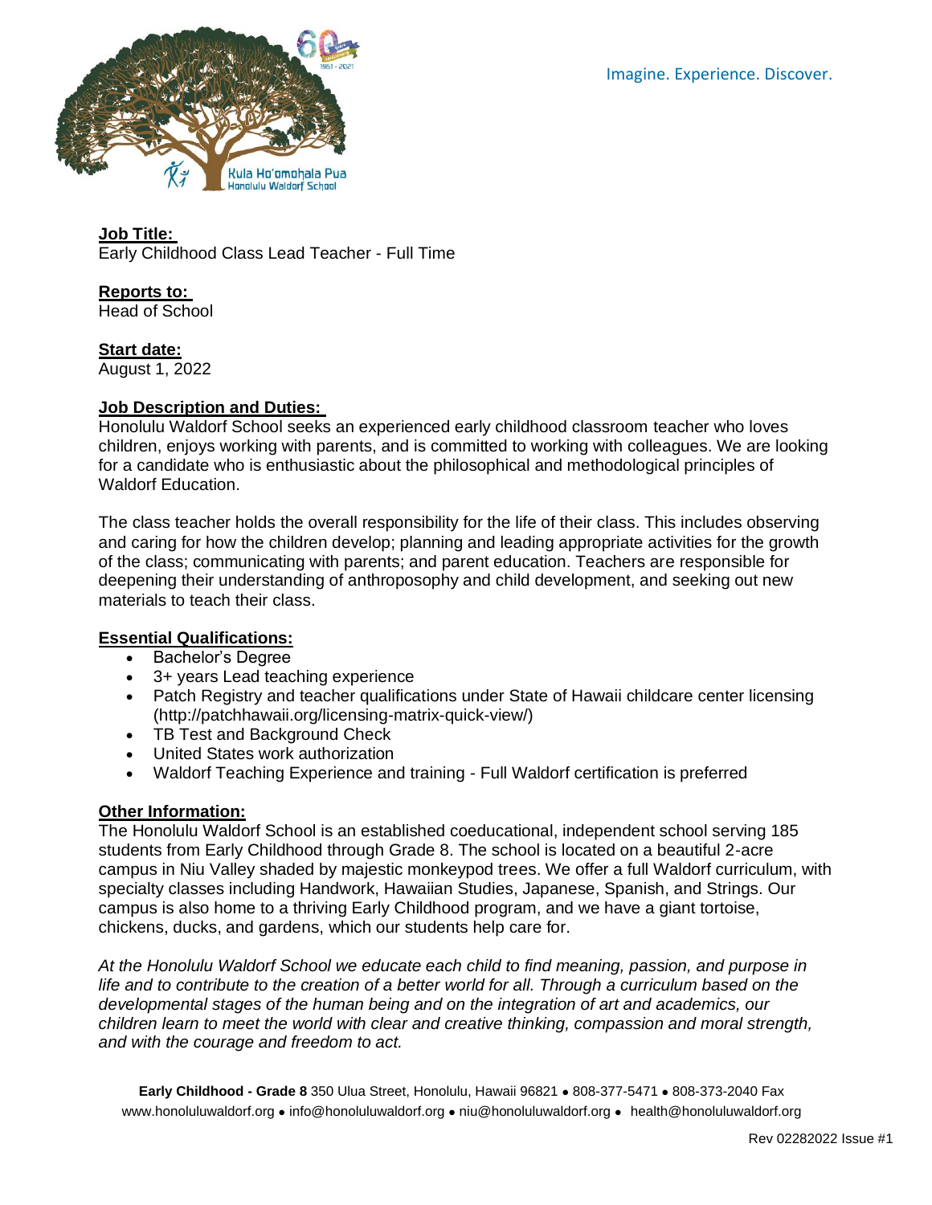Imagine. Experience. Discover.

Kula Ho'omohala Pua
Honolulu Waldorf School

**Job Title:**
Early Childhood Class Lead Teacher - Full Time

**Reports to:**
Head of School

**Start date:**
August 1, 2022

**Job Description and Duties:**
Honolulu Waldorf School seeks an experienced early childhood classroom teacher who loves children, enjoys working with parents, and is committed to working with colleagues. We are looking for a candidate who is enthusiastic about the philosophical and methodological principles of Waldorf Education.

The class teacher holds the overall responsibility for the life of their class. This includes observing and caring for how the children develop; planning and leading appropriate activities for the growth of the class; communicating with parents; and parent education. Teachers are responsible for deepening their understanding of anthroposophy and child development, and seeking out new materials to teach their class.

**Essential Qualifications:**

- Bachelor's Degree
- 3+ years Lead teaching experience
- Patch Registry and teacher qualifications under State of Hawaii childcare center licensing (http://patchhawaii.org/licensing-matrix-quick-view/)
- TB Test and Background Check
- United States work authorization
- Waldorf Teaching Experience and training - Full Waldorf certification is preferred

**Other Information:**
The Honolulu Waldorf School is an established coeducational, independent school serving 185 students from Early Childhood through Grade 8. The school is located on a beautiful 2-acre campus in Niu Valley shaded by majestic monkeypod trees. We offer a full Waldorf curriculum, with specialty classes including Handwork, Hawaiian Studies, Japanese, Spanish, and Strings. Our campus is also home to a thriving Early Childhood program, and we have a giant tortoise, chickens, ducks, and gardens, which our students help care for.

*At the Honolulu Waldorf School we educate each child to find meaning, passion, and purpose in life and to contribute to the creation of a better world for all. Through a curriculum based on the developmental stages of the human being and on the integration of art and academics, our children learn to meet the world with clear and creative thinking, compassion and moral strength, and with the courage and freedom to act.*

**Early Childhood - Grade 8** 350 Ulua Street, Honolulu, Hawaii 96821 • 808-377-5471 • 808-373-2040 Fax
www.honoluluwaldorf.org • info@honoluluwaldorf.org • niu@honoluluwaldorf.org • health@honoluluwaldorf.org

Rev 02282022 Issue #1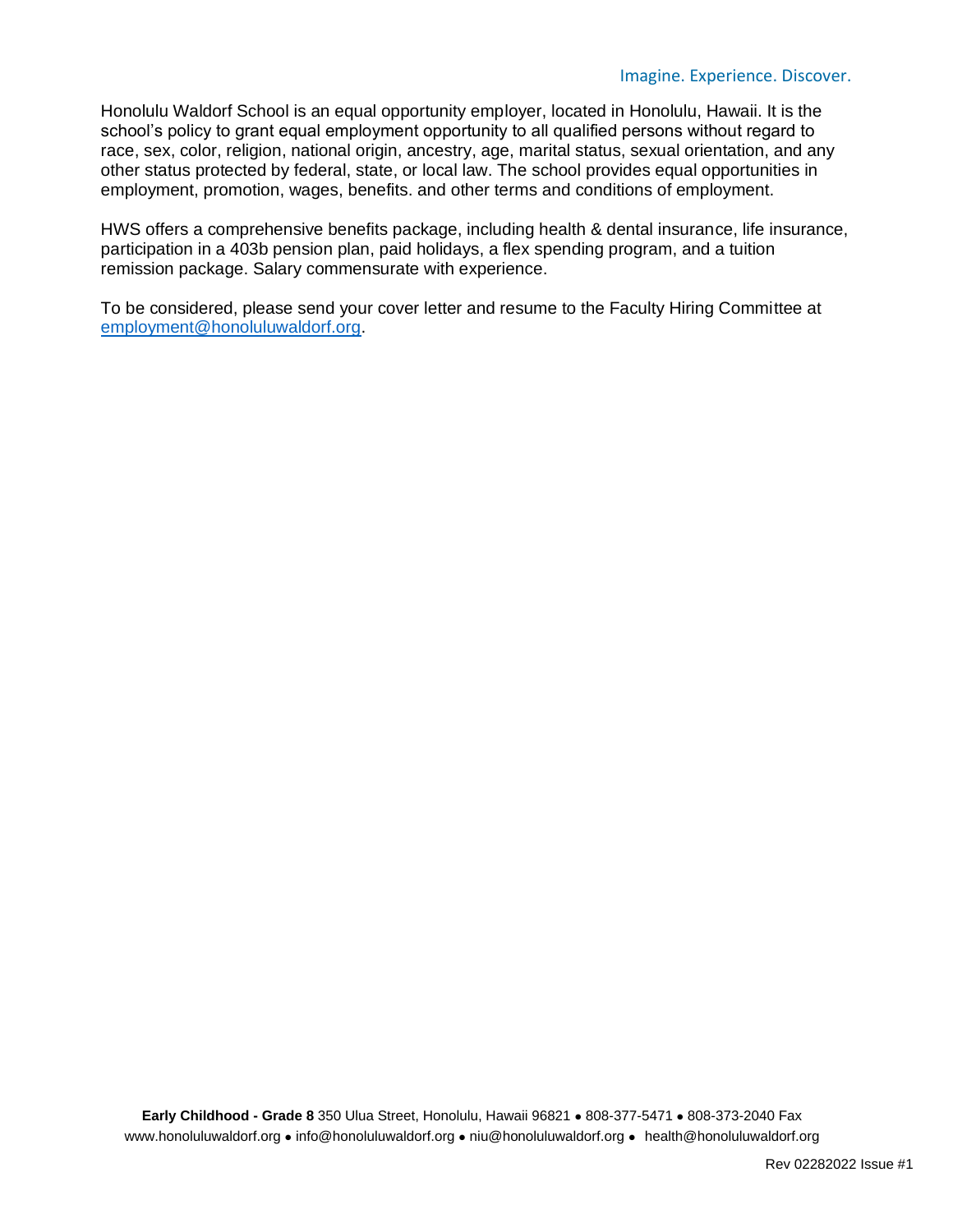Honolulu Waldorf School is an equal opportunity employer, located in Honolulu, Hawaii. It is the school's policy to grant equal employment opportunity to all qualified persons without regard to race, sex, color, religion, national origin, ancestry, age, marital status, sexual orientation, and any other status protected by federal, state, or local law. The school provides equal opportunities in employment, promotion, wages, benefits. and other terms and conditions of employment.

HWS offers a comprehensive benefits package, including health & dental insurance, life insurance, participation in a 403b pension plan, paid holidays, a flex spending program, and a tuition remission package. Salary commensurate with experience.

To be considered, please send your cover letter and resume to the Faculty Hiring Committee at employment@honoluluwaldorf.org.